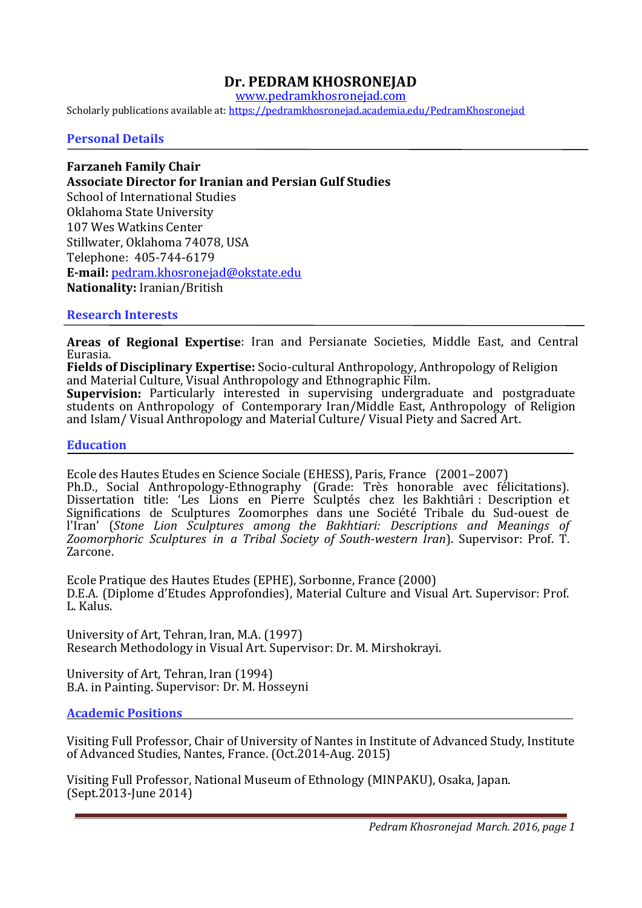# Dr. PEDRAM KHOSRONEJAD

[www.pedramkhosronejad.com](http://www.pedramkhosronejad.com)

Scholarly publications available at: [https://pedramkhosronejad.academia.edu/PedramKhosronejad](https://pedramkhosronejad.academia.edu/PedramKhosronejad)

## Personal Details

**Farzaneh Family Chair**
**Associate Director for Iranian and Persian Gulf Studies**
School of International Studies
Oklahoma State University
107 Wes Watkins Center
Stillwater, Oklahoma 74078, USA
Telephone: 405-744-6179
**E-mail:** [pedram.khosronejad@okstate.edu](mailto:pedram.khosronejad@okstate.edu)
**Nationality:** Iranian/British

## Research Interests

**Areas of Regional Expertise**: Iran and Persianate Societies, Middle East, and Central Eurasia.
**Fields of Disciplinary Expertise:** Socio-cultural Anthropology, Anthropology of Religion and Material Culture, Visual Anthropology and Ethnographic Film.
**Supervision:** Particularly interested in supervising undergraduate and postgraduate students on Anthropology of Contemporary Iran/Middle East, Anthropology of Religion and Islam/ Visual Anthropology and Material Culture/ Visual Piety and Sacred Art.

## Education

Ecole des Hautes Etudes en Science Sociale (EHESS), Paris, France (2001–2007)
Ph.D., Social Anthropology-Ethnography (Grade: Très honorable avec félicitations). Dissertation title: 'Les Lions en Pierre Sculptés chez les Bakhtiâri : Description et Significations de Sculptures Zoomorphes dans une Société Tribale du Sud-ouest de l'Iran' (*Stone Lion Sculptures among the Bakhtiari: Descriptions and Meanings of Zoomorphic Sculptures in a Tribal Society of South-western Iran*). Supervisor: Prof. T. Zarcone.

Ecole Pratique des Hautes Etudes (EPHE), Sorbonne, France (2000)
D.E.A. (Diplome d'Etudes Approfondies), Material Culture and Visual Art. Supervisor: Prof. L. Kalus.

University of Art, Tehran, Iran, M.A. (1997)
Research Methodology in Visual Art. Supervisor: Dr. M. Mirshokrayi.

University of Art, Tehran, Iran (1994)
B.A. in Painting. Supervisor: Dr. M. Hosseyni

## Academic Positions

Visiting Full Professor, Chair of University of Nantes in Institute of Advanced Study, Institute of Advanced Studies, Nantes, France. (Oct.2014-Aug. 2015)

Visiting Full Professor, National Museum of Ethnology (MINPAKU), Osaka, Japan. (Sept.2013-June 2014)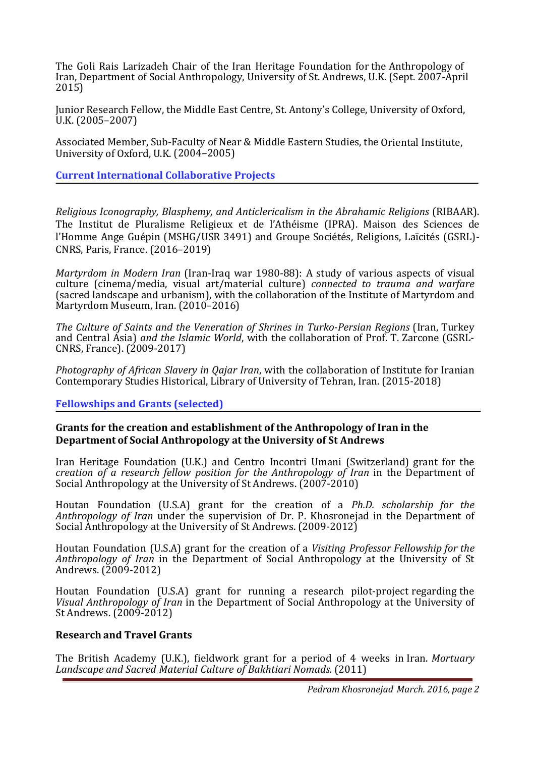The Goli Rais Larizadeh Chair of the Iran Heritage Foundation for the Anthropology of Iran, Department of Social Anthropology, University of St. Andrews, U.K. (Sept. 2007-April 2015)

Junior Research Fellow, the Middle East Centre, St. Antony's College, University of Oxford, U.K. (2005–2007)

Associated Member, Sub-Faculty of Near & Middle Eastern Studies, the Oriental Institute, University of Oxford, U.K. (2004–2005)

## Current International Collaborative Projects

*Religious Iconography, Blasphemy, and Anticlericalism in the Abrahamic Religions* (RIBAAR). The Institut de Pluralisme Religieux et de l'Athéisme (IPRA). Maison des Sciences de l'Homme Ange Guépin (MSHG/USR 3491) and Groupe Sociétés, Religions, Laïcités (GSRL)-CNRS, Paris, France. (2016–2019)

*Martyrdom in Modern Iran* (Iran-Iraq war 1980-88): A study of various aspects of visual culture (cinema/media, visual art/material culture) *connected to trauma and warfare* (sacred landscape and urbanism), with the collaboration of the Institute of Martyrdom and Martyrdom Museum, Iran. (2010–2016)

*The Culture of Saints and the Veneration of Shrines in Turko-Persian Regions* (Iran, Turkey and Central Asia) *and the Islamic World*, with the collaboration of Prof. T. Zarcone (GSRL-CNRS, France). (2009-2017)

*Photography of African Slavery in Qajar Iran*, with the collaboration of Institute for Iranian Contemporary Studies Historical, Library of University of Tehran, Iran. (2015-2018)

## Fellowships and Grants (selected)

### Grants for the creation and establishment of the Anthropology of Iran in the Department of Social Anthropology at the University of St Andrews

Iran Heritage Foundation (U.K.) and Centro Incontri Umani (Switzerland) grant for the *creation of a research fellow position for the Anthropology of Iran* in the Department of Social Anthropology at the University of St Andrews. (2007-2010)

Houtan Foundation (U.S.A) grant for the creation of a *Ph.D. scholarship for the Anthropology of Iran* under the supervision of Dr. P. Khosronejad in the Department of Social Anthropology at the University of St Andrews. (2009-2012)

Houtan Foundation (U.S.A) grant for the creation of a *Visiting Professor Fellowship for the Anthropology of Iran* in the Department of Social Anthropology at the University of St Andrews. (2009-2012)

Houtan Foundation (U.S.A) grant for running a research pilot-project regarding the *Visual Anthropology of Iran* in the Department of Social Anthropology at the University of St Andrews. (2009-2012)

### Research and Travel Grants

The British Academy (U.K.), fieldwork grant for a period of 4 weeks in Iran. *Mortuary Landscape and Sacred Material Culture of Bakhtiari Nomads.* (2011)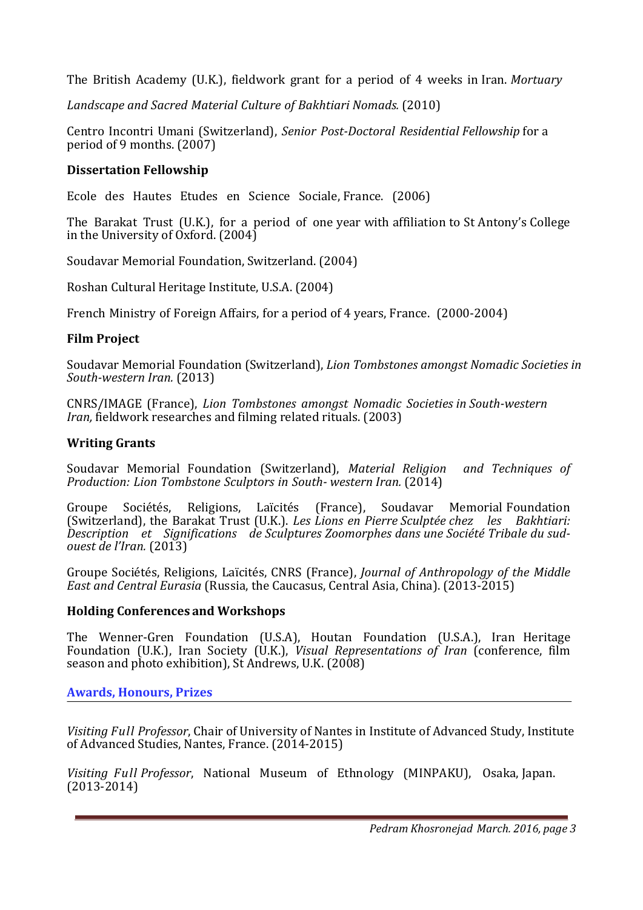The British Academy (U.K.), fieldwork grant for a period of 4 weeks in Iran. *Mortuary Landscape and Sacred Material Culture of Bakhtiari Nomads.* (2010)

Centro Incontri Umani (Switzerland), *Senior Post-Doctoral Residential Fellowship* for a period of 9 months. (2007)

### Dissertation Fellowship

Ecole des Hautes Etudes en Science Sociale, France. (2006)

The Barakat Trust (U.K.), for a period of one year with affiliation to St Antony's College in the University of Oxford. (2004)

Soudavar Memorial Foundation, Switzerland. (2004)

Roshan Cultural Heritage Institute, U.S.A. (2004)

French Ministry of Foreign Affairs, for a period of 4 years, France. (2000-2004)

### Film Project

Soudavar Memorial Foundation (Switzerland), *Lion Tombstones amongst Nomadic Societies in South-western Iran.* (2013)

CNRS/IMAGE (France), *Lion Tombstones amongst Nomadic Societies in South-western Iran,* fieldwork researches and filming related rituals. (2003)

### Writing Grants

Soudavar Memorial Foundation (Switzerland), *Material Religion and Techniques of Production: Lion Tombstone Sculptors in South- western Iran.* (2014)

Groupe Sociétés, Religions, Laïcités (France), Soudavar Memorial Foundation (Switzerland), the Barakat Trust (U.K.). *Les Lions en Pierre Sculptée chez les Bakhtiari: Description et Significations de Sculptures Zoomorphes dans une Société Tribale du sud-ouest de l'Iran.* (2013)

Groupe Sociétés, Religions, Laïcités, CNRS (France), *Journal of Anthropology of the Middle East and Central Eurasia* (Russia, the Caucasus, Central Asia, China). (2013-2015)

### Holding Conferences and Workshops

The Wenner-Gren Foundation (U.S.A), Houtan Foundation (U.S.A.), Iran Heritage Foundation (U.K.), Iran Society (U.K.), *Visual Representations of Iran* (conference, film season and photo exhibition), St Andrews, U.K. (2008)

## Awards, Honours, Prizes

*Visiting Full Professor*, Chair of University of Nantes in Institute of Advanced Study, Institute of Advanced Studies, Nantes, France. (2014-2015)

*Visiting Full Professor*, National Museum of Ethnology (MINPAKU), Osaka, Japan. (2013-2014)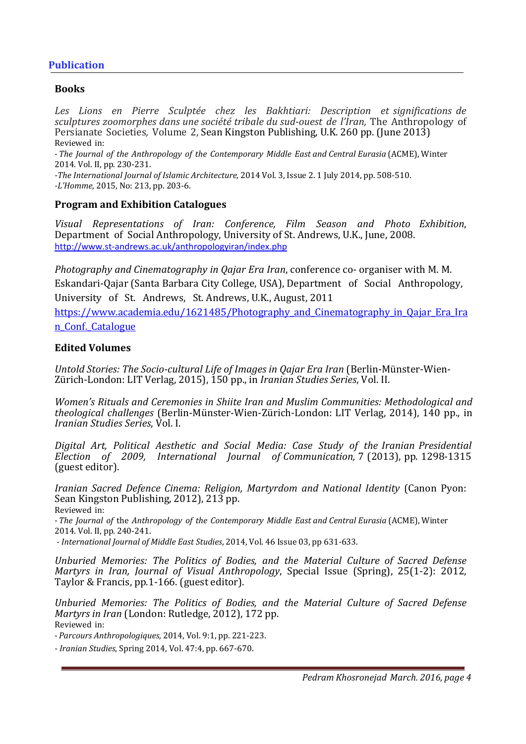## Publication

### Books

*Les Lions en Pierre Sculptée chez les Bakhtiari: Description et significations de sculptures zoomorphes dans une société tribale du sud-ouest de l'Iran,* The Anthropology of Persianate Societies, Volume 2, Sean Kingston Publishing, U.K. 260 pp. (June 2013)
Reviewed in:
- *The Journal of the Anthropology of the Contemporary Middle East and Central Eurasia* (ACME), Winter 2014. Vol. II, pp. 230-231.
-*The International Journal of Islamic Architecture,* 2014 Vol. 3, Issue 2. 1 July 2014, pp. 508-510.
-*L'Homme*, 2015, No: 213, pp. 203-6.

### Program and Exhibition Catalogues

*Visual Representations of Iran: Conference, Film Season and Photo Exhibition*, Department of Social Anthropology, University of St. Andrews, U.K., June, 2008.
http://www.st-andrews.ac.uk/anthropologyiran/index.php

*Photography and Cinematography in Qajar Era Iran*, conference co- organiser with M. M. Eskandari-Qajar (Santa Barbara City College, USA), Department of Social Anthropology, University of St. Andrews, St. Andrews, U.K., August, 2011
https://www.academia.edu/1621485/Photography_and_Cinematography_in_Qajar_Era_Iran_Conf._Catalogue

### Edited Volumes

*Untold Stories: The Socio-cultural Life of Images in Qajar Era Iran* (Berlin-Münster-Wien-Zürich-London: LIT Verlag, 2015), 150 pp., in *Iranian Studies Series*, Vol. II.

*Women's Rituals and Ceremonies in Shiite Iran and Muslim Communities: Methodological and theological challenges* (Berlin-Münster-Wien-Zürich-London: LIT Verlag, 2014), 140 pp., in *Iranian Studies Series*, Vol. I.

*Digital Art, Political Aesthetic and Social Media: Case Study of the Iranian Presidential Election of 2009, International Journal of Communication,* 7 (2013), pp. 1298-1315 (guest editor).

*Iranian Sacred Defence Cinema: Religion, Martyrdom and National Identity* (Canon Pyon: Sean Kingston Publishing, 2012), 213 pp.
Reviewed in:
- *The Journal of* the *Anthropology of the Contemporary Middle East and Central Eurasia* (ACME), Winter 2014. Vol. II, pp. 240-241.
- *International Journal of Middle East Studies*, 2014, Vol. 46 Issue 03, pp 631-633.

*Unburied Memories: The Politics of Bodies, and the Material Culture of Sacred Defense Martyrs in Iran, Journal of Visual Anthropology*, Special Issue (Spring), 25(1-2): 2012, Taylor & Francis, pp.1-166. (guest editor).

*Unburied Memories: The Politics of Bodies, and the Material Culture of Sacred Defense Martyrs in Iran* (London: Rutledge, 2012), 172 pp.
Reviewed in:
- *Parcours Anthropologiques*, 2014, Vol. 9:1, pp. 221-223.
- *Iranian Studies*, Spring 2014, Vol. 47:4, pp. 667-670.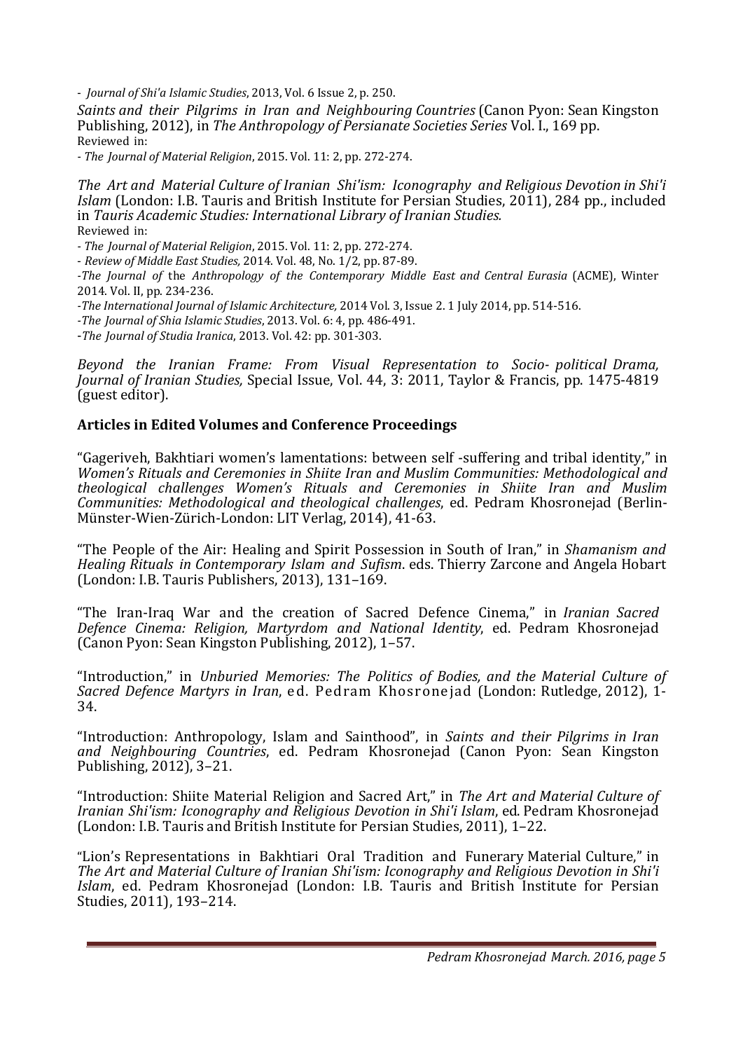- *Journal of Shi'a Islamic Studies*, 2013, Vol. 6 Issue 2, p. 250.

*Saints and their Pilgrims in Iran and Neighbouring Countries* (Canon Pyon: Sean Kingston Publishing, 2012), in *The Anthropology of Persianate Societies Series* Vol. I., 169 pp.
Reviewed in:

- *The Journal of Material Religion*, 2015. Vol. 11: 2, pp. 272-274.

*The Art and Material Culture of Iranian Shi'ism: Iconography and Religious Devotion in Shi'i Islam* (London: I.B. Tauris and British Institute for Persian Studies, 2011), 284 pp., included in *Tauris Academic Studies: International Library of Iranian Studies.*
Reviewed in:

- *The Journal of Material Religion*, 2015. Vol. 11: 2, pp. 272-274.
- *Review of Middle East Studies,* 2014. Vol. 48, No. 1/2, pp. 87-89.
- *The Journal of* the *Anthropology of the Contemporary Middle East and Central Eurasia* (ACME), Winter 2014. Vol. II, pp. 234-236.
- *The International Journal of Islamic Architecture,* 2014 Vol. 3, Issue 2. 1 July 2014, pp. 514-516.
- *The Journal of Shia Islamic Studies*, 2013. Vol. 6: 4, pp. 486-491.
- *The Journal of Studia Iranica*, 2013. Vol. 42: pp. 301-303.

*Beyond the Iranian Frame: From Visual Representation to Socio- political Drama, Journal of Iranian Studies,* Special Issue, Vol. 44, 3: 2011, Taylor & Francis, pp. 1475-4819 (guest editor).

## Articles in Edited Volumes and Conference Proceedings

"Gageriveh, Bakhtiari women's lamentations: between self -suffering and tribal identity," in *Women's Rituals and Ceremonies in Shiite Iran and Muslim Communities: Methodological and theological challenges Women's Rituals and Ceremonies in Shiite Iran and Muslim Communities: Methodological and theological challenges*, ed. Pedram Khosronejad (Berlin-Münster-Wien-Zürich-London: LIT Verlag, 2014), 41-63.

"The People of the Air: Healing and Spirit Possession in South of Iran," in *Shamanism and Healing Rituals in Contemporary Islam and Sufism*. eds. Thierry Zarcone and Angela Hobart (London: I.B. Tauris Publishers, 2013), 131–169.

"The Iran-Iraq War and the creation of Sacred Defence Cinema," in *Iranian Sacred Defence Cinema: Religion, Martyrdom and National Identity*, ed. Pedram Khosronejad (Canon Pyon: Sean Kingston Publishing, 2012), 1–57.

"Introduction," in *Unburied Memories: The Politics of Bodies, and the Material Culture of Sacred Defence Martyrs in Iran*, ed. Pedram Khosronejad (London: Rutledge, 2012), 1-34.

"Introduction: Anthropology, Islam and Sainthood", in *Saints and their Pilgrims in Iran and Neighbouring Countries*, ed. Pedram Khosronejad (Canon Pyon: Sean Kingston Publishing, 2012), 3–21.

"Introduction: Shiite Material Religion and Sacred Art," in *The Art and Material Culture of Iranian Shi'ism: Iconography and Religious Devotion in Shi'i Islam*, ed. Pedram Khosronejad (London: I.B. Tauris and British Institute for Persian Studies, 2011), 1–22.

"Lion's Representations in Bakhtiari Oral Tradition and Funerary Material Culture," in *The Art and Material Culture of Iranian Shi'ism: Iconography and Religious Devotion in Shi'i Islam*, ed. Pedram Khosronejad (London: I.B. Tauris and British Institute for Persian Studies, 2011), 193–214.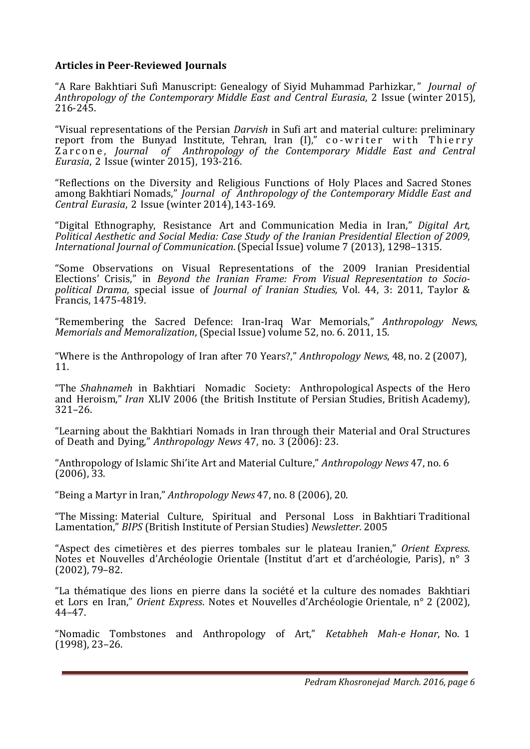### **Articles in Peer-Reviewed Journals**

"A Rare Bakhtiari Sufi Manuscript: Genealogy of Siyid Muhammad Parhizkar," *Journal of Anthropology of the Contemporary Middle East and Central Eurasia*, 2 Issue (winter 2015), 216-245.

"Visual representations of the Persian *Darvish* in Sufi art and material culture: preliminary report from the Bunyad Institute, Tehran, Iran (I)," co-writer with Thierry Zarcone, *Journal of Anthropology of the Contemporary Middle East and Central Eurasia*, 2 Issue (winter 2015), 193-216.

"Reflections on the Diversity and Religious Functions of Holy Places and Sacred Stones among Bakhtiari Nomads," *Journal of Anthropology of the Contemporary Middle East and Central Eurasia*, 2 Issue (winter 2014),143-169.

"Digital Ethnography, Resistance Art and Communication Media in Iran," *Digital Art, Political Aesthetic and Social Media: Case Study of the Iranian Presidential Election of 2009*, *International Journal of Communication*. (Special Issue) volume 7 (2013), 1298–1315.

"Some Observations on Visual Representations of the 2009 Iranian Presidential Elections' Crisis," in *Beyond the Iranian Frame: From Visual Representation to Socio-political Drama*, special issue of *Journal of Iranian Studies,* Vol. 44, 3: 2011, Taylor & Francis, 1475-4819.

"Remembering the Sacred Defence: Iran-Iraq War Memorials," *Anthropology News*, *Memorials and Memoralization*, (Special Issue) volume 52, no. 6. 2011, 15.

"Where is the Anthropology of Iran after 70 Years?," *Anthropology News*, 48, no. 2 (2007), 11.

"The *Shahnameh* in Bakhtiari Nomadic Society: Anthropological Aspects of the Hero and Heroism," *Iran* XLIV 2006 (the British Institute of Persian Studies, British Academy), 321–26.

"Learning about the Bakhtiari Nomads in Iran through their Material and Oral Structures of Death and Dying," *Anthropology News* 47, no. 3 (2006): 23.

"Anthropology of Islamic Shi'ite Art and Material Culture," *Anthropology News* 47, no. 6 (2006), 33.

"Being a Martyr in Iran," *Anthropology News* 47, no. 8 (2006), 20.

"The Missing: Material Culture, Spiritual and Personal Loss in Bakhtiari Traditional Lamentation," *BIPS* (British Institute of Persian Studies) *Newsletter.* 2005

"Aspect des cimetières et des pierres tombales sur le plateau Iranien," *Orient Express*. Notes et Nouvelles d'Archéologie Orientale (Institut d'art et d'archéologie, Paris), n° 3 (2002), 79–82.

"La thématique des lions en pierre dans la société et la culture des nomades Bakhtiari et Lors en Iran," *Orient Express*. Notes et Nouvelles d'Archéologie Orientale, n° 2 (2002), 44–47.

"Nomadic Tombstones and Anthropology of Art," *Ketabheh Mah-e Honar*, No. 1 (1998), 23–26.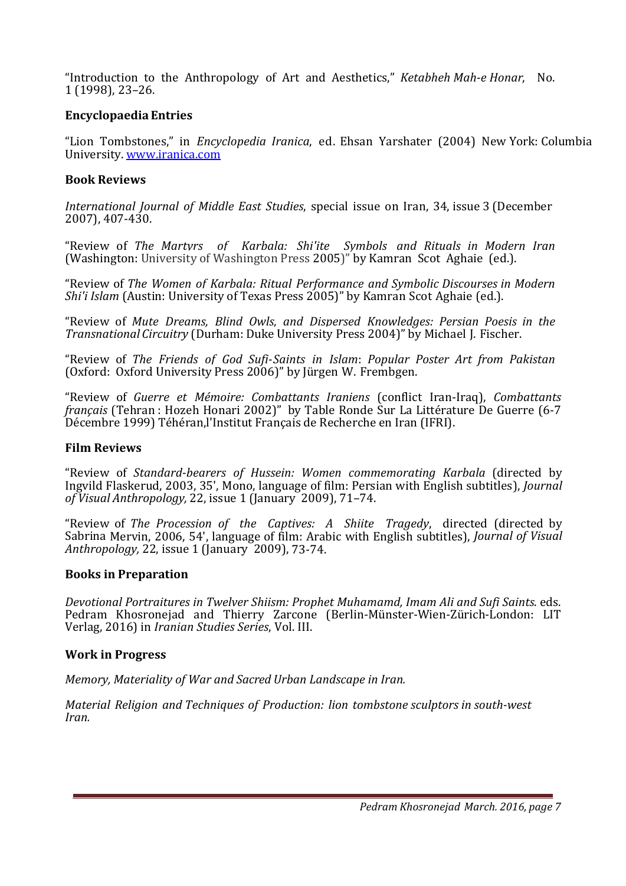"Introduction to the Anthropology of Art and Aesthetics," *Ketabheh Mah-e Honar*, No. 1 (1998), 23–26.

### Encyclopaedia Entries

"Lion Tombstones," in *Encyclopedia Iranica*, ed. Ehsan Yarshater (2004) New York: Columbia University. [www.iranica.com](http://www.iranica.com)

### Book Reviews

*International Journal of Middle East Studies*, special issue on Iran, 34, issue 3 (December 2007), 407-430.

"Review of *The Martyrs of Karbala: Shi'ite Symbols and Rituals in Modern Iran* (Washington: University of Washington Press 2005)" by Kamran Scot Aghaie (ed.).

"Review of *The Women of Karbala: Ritual Performance and Symbolic Discourses in Modern Shi'i Islam* (Austin: University of Texas Press 2005)" by Kamran Scot Aghaie (ed.).

"Review of *Mute Dreams, Blind Owls, and Dispersed Knowledges: Persian Poesis in the Transnational Circuitry* (Durham: Duke University Press 2004)" by Michael J. Fischer.

"Review of *The Friends of God Sufi-Saints in Islam*: *Popular Poster Art from Pakistan* (Oxford: Oxford University Press 2006)" by Jürgen W. Frembgen.

"Review of *Guerre et Mémoire: Combattants Iraniens* (conflict Iran-Iraq), *Combattants français* (Tehran : Hozeh Honari 2002)" by Table Ronde Sur La Littérature De Guerre (6-7 Décembre 1999) Téhéran,l'Institut Français de Recherche en Iran (IFRI).

### Film Reviews

"Review of *Standard-bearers of Hussein: Women commemorating Karbala* (directed by Ingvild Flaskerud, 2003, 35', Mono, language of film: Persian with English subtitles), *Journal of Visual Anthropology,* 22, issue 1 (January 2009), 71–74.

"Review of *The Procession of the Captives: A Shiite Tragedy*, directed (directed by Sabrina Mervin, 2006, 54', language of film: Arabic with English subtitles), *Journal of Visual Anthropology,* 22, issue 1 (January 2009), 73-74.

### Books in Preparation

*Devotional Portraitures in Twelver Shiism: Prophet Muhamamd, Imam Ali and Sufi Saints*. eds. Pedram Khosronejad and Thierry Zarcone (Berlin-Münster-Wien-Zürich-London: LIT Verlag, 2016) in *Iranian Studies Series*, Vol. III.

### Work in Progress

*Memory, Materiality of War and Sacred Urban Landscape in Iran.*

*Material Religion and Techniques of Production: lion tombstone sculptors in south-west Iran.*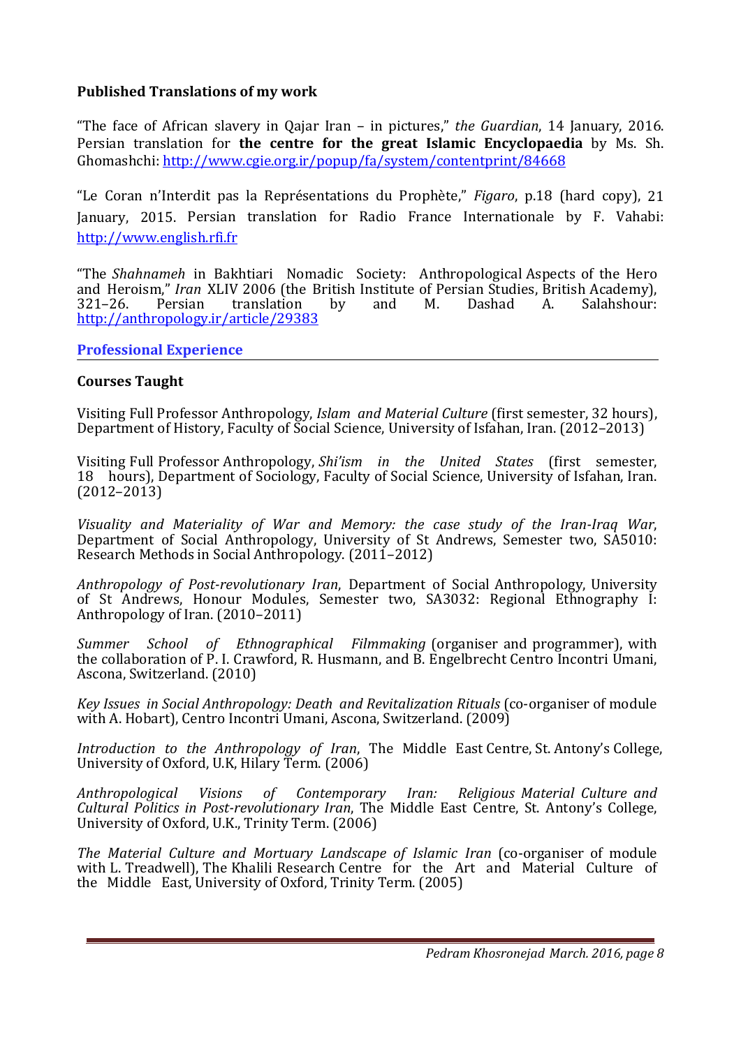**Published Translations of my work**

"The face of African slavery in Qajar Iran – in pictures," *the Guardian*, 14 January, 2016. Persian translation for **the centre for the great Islamic Encyclopaedia** by Ms. Sh. Ghomashchi: http://www.cgie.org.ir/popup/fa/system/contentprint/84668

"Le Coran n'Interdit pas la Représentations du Prophète," *Figaro*, p.18 (hard copy), 21 January, 2015. Persian translation for Radio France Internationale by F. Vahabi: http://www.english.rfi.fr

"The *Shahnameh* in Bakhtiari Nomadic Society: Anthropological Aspects of the Hero and Heroism," *Iran* XLIV 2006 (the British Institute of Persian Studies, British Academy), 321–26. Persian translation by and M. Dashad A. Salahshour: http://anthropology.ir/article/29383

## Professional Experience

**Courses Taught**

Visiting Full Professor Anthropology, *Islam and Material Culture* (first semester, 32 hours), Department of History, Faculty of Social Science, University of Isfahan, Iran. (2012–2013)

Visiting Full Professor Anthropology, *Shi'ism in the United States* (first semester, 18 hours), Department of Sociology, Faculty of Social Science, University of Isfahan, Iran. (2012–2013)

*Visuality and Materiality of War and Memory: the case study of the Iran-Iraq War*, Department of Social Anthropology, University of St Andrews, Semester two, SA5010: Research Methods in Social Anthropology. (2011–2012)

*Anthropology of Post-revolutionary Iran*, Department of Social Anthropology, University of St Andrews, Honour Modules, Semester two, SA3032: Regional Ethnography I: Anthropology of Iran. (2010–2011)

*Summer School of Ethnographical Filmmaking* (organiser and programmer), with the collaboration of P. I. Crawford, R. Husmann, and B. Engelbrecht Centro Incontri Umani, Ascona, Switzerland. (2010)

*Key Issues in Social Anthropology: Death and Revitalization Rituals* (co-organiser of module with A. Hobart), Centro Incontri Umani, Ascona, Switzerland. (2009)

*Introduction to the Anthropology of Iran*, The Middle East Centre, St. Antony's College, University of Oxford, U.K, Hilary Term. (2006)

*Anthropological Visions of Contemporary Iran: Religious Material Culture and Cultural Politics in Post-revolutionary Iran*, The Middle East Centre, St. Antony's College, University of Oxford, U.K., Trinity Term. (2006)

*The Material Culture and Mortuary Landscape of Islamic Iran* (co-organiser of module with L. Treadwell), The Khalili Research Centre for the Art and Material Culture of the Middle East, University of Oxford, Trinity Term. (2005)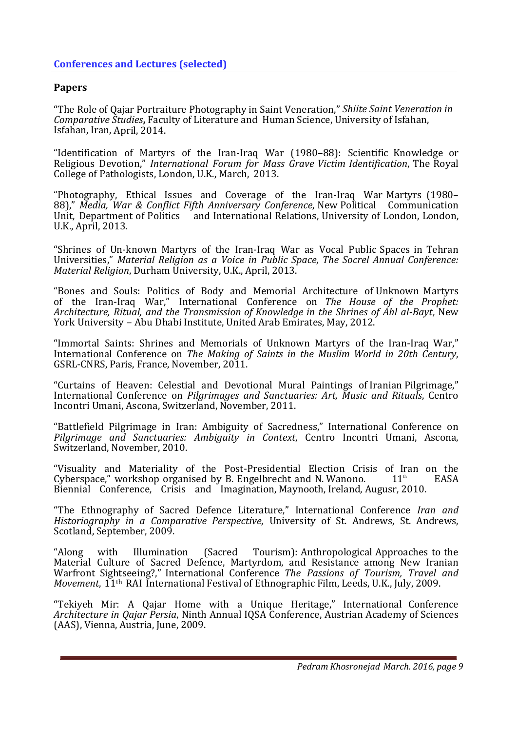## Conferences and Lectures (selected)

### Papers

"The Role of Qajar Portraiture Photography in Saint Veneration," *Shiite Saint Veneration in Comparative Studies***,** Faculty of Literature and Human Science, University of Isfahan, Isfahan, Iran, April, 2014.

"Identification of Martyrs of the Iran-Iraq War (1980–88): Scientific Knowledge or Religious Devotion," *International Forum for Mass Grave Victim Identification*, The Royal College of Pathologists, London, U.K., March, 2013.

"Photography, Ethical Issues and Coverage of the Iran-Iraq War Martyrs (1980–88)," *Media, War & Conflict Fifth Anniversary Conference*, New Political Communication Unit, Department of Politics and International Relations, University of London, London, U.K., April, 2013.

"Shrines of Un-known Martyrs of the Iran-Iraq War as Vocal Public Spaces in Tehran Universities," *Material Religion as a Voice in Public Space*, *The Socrel Annual Conference: Material Religion*, Durham University, U.K., April, 2013.

"Bones and Souls: Politics of Body and Memorial Architecture of Unknown Martyrs of the Iran-Iraq War," International Conference on *The House of the Prophet: Architecture, Ritual, and the Transmission of Knowledge in the Shrines of Ahl al-Bayt*, New York University – Abu Dhabi Institute, United Arab Emirates, May, 2012.

"Immortal Saints: Shrines and Memorials of Unknown Martyrs of the Iran-Iraq War," International Conference on *The Making of Saints in the Muslim World in 20th Century*, GSRL-CNRS, Paris, France, November, 2011.

"Curtains of Heaven: Celestial and Devotional Mural Paintings of Iranian Pilgrimage," International Conference on *Pilgrimages and Sanctuaries: Art, Music and Rituals*, Centro Incontri Umani, Ascona, Switzerland, November, 2011.

"Battlefield Pilgrimage in Iran: Ambiguity of Sacredness," International Conference on *Pilgrimage and Sanctuaries: Ambiguity in Context*, Centro Incontri Umani, Ascona, Switzerland, November, 2010.

"Visuality and Materiality of the Post-Presidential Election Crisis of Iran on the Cyberspace," workshop organised by B. Engelbrecht and N. Wanono. 11th EASA Biennial Conference, Crisis and Imagination, Maynooth, Ireland, Augusr, 2010.

"The Ethnography of Sacred Defence Literature," International Conference *Iran and Historiography in a Comparative Perspective*, University of St. Andrews, St. Andrews, Scotland, September, 2009.

"Along with Illumination (Sacred Tourism): Anthropological Approaches to the Material Culture of Sacred Defence, Martyrdom, and Resistance among New Iranian Warfront Sightseeing?," International Conference *The Passions of Tourism, Travel and Movement*, 11th RAI International Festival of Ethnographic Film, Leeds, U.K., July, 2009.

"Tekiyeh Mir: A Qajar Home with a Unique Heritage," International Conference *Architecture in Qajar Persia*, Ninth Annual IQSA Conference, Austrian Academy of Sciences (AAS), Vienna, Austria, June, 2009.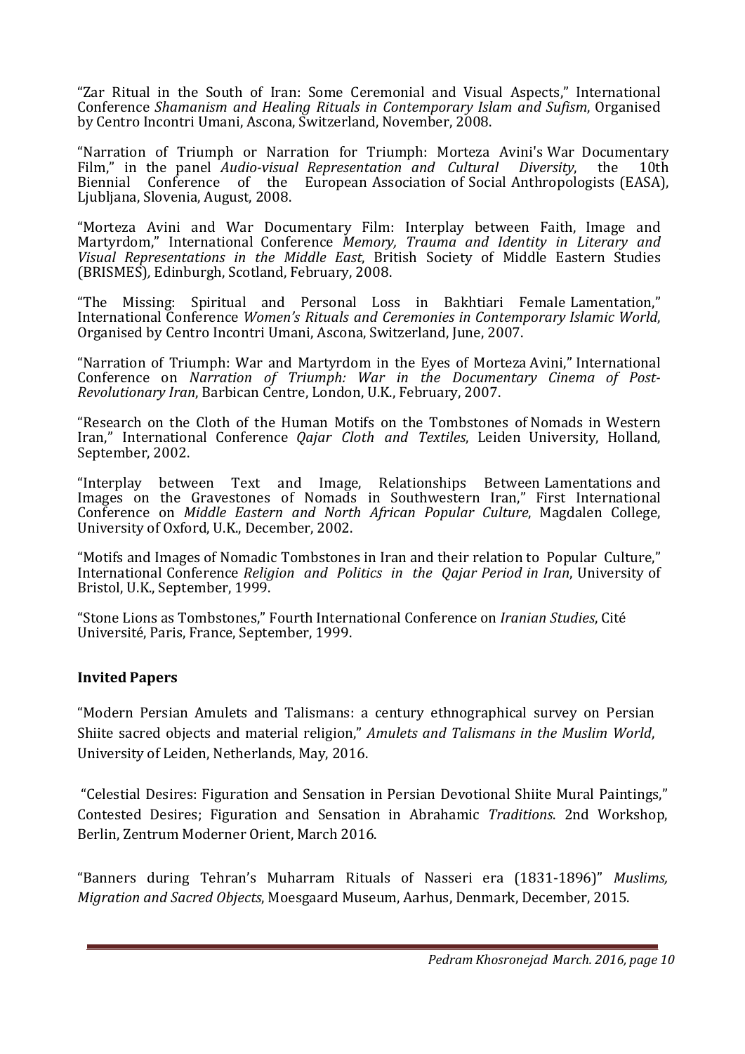"Zar Ritual in the South of Iran: Some Ceremonial and Visual Aspects," International Conference *Shamanism and Healing Rituals in Contemporary Islam and Sufism*, Organised by Centro Incontri Umani, Ascona, Switzerland, November, 2008.

"Narration of Triumph or Narration for Triumph: Morteza Avini's War Documentary Film," in the panel *Audio-visual Representation and Cultural Diversity*, the 10th Biennial Conference of the European Association of Social Anthropologists (EASA), Ljubljana, Slovenia, August, 2008.

"Morteza Avini and War Documentary Film: Interplay between Faith, Image and Martyrdom," International Conference *Memory, Trauma and Identity in Literary and Visual Representations in the Middle East*, British Society of Middle Eastern Studies (BRISMES), Edinburgh, Scotland, February, 2008.

"The Missing: Spiritual and Personal Loss in Bakhtiari Female Lamentation," International Conference *Women's Rituals and Ceremonies in Contemporary Islamic World*, Organised by Centro Incontri Umani, Ascona, Switzerland, June, 2007.

"Narration of Triumph: War and Martyrdom in the Eyes of Morteza Avini," International Conference on *Narration of Triumph: War in the Documentary Cinema of Post-Revolutionary Iran*, Barbican Centre, London, U.K., February, 2007.

"Research on the Cloth of the Human Motifs on the Tombstones of Nomads in Western Iran," International Conference *Qajar Cloth and Textiles*, Leiden University, Holland, September, 2002.

"Interplay between Text and Image, Relationships Between Lamentations and Images on the Gravestones of Nomads in Southwestern Iran," First International Conference on *Middle Eastern and North African Popular Culture*, Magdalen College, University of Oxford, U.K., December, 2002.

"Motifs and Images of Nomadic Tombstones in Iran and their relation to Popular Culture," International Conference *Religion and Politics in the Qajar Period in Iran*, University of Bristol, U.K., September, 1999.

"Stone Lions as Tombstones," Fourth International Conference on *Iranian Studies*, Cité Université, Paris, France, September, 1999.

**Invited Papers**

"Modern Persian Amulets and Talismans: a century ethnographical survey on Persian Shiite sacred objects and material religion," *Amulets and Talismans in the Muslim World*, University of Leiden, Netherlands, May, 2016.

"Celestial Desires: Figuration and Sensation in Persian Devotional Shiite Mural Paintings," Contested Desires; Figuration and Sensation in Abrahamic *Traditions*. 2nd Workshop, Berlin, Zentrum Moderner Orient, March 2016.

"Banners during Tehran's Muharram Rituals of Nasseri era (1831-1896)" *Muslims, Migration and Sacred Objects*, Moesgaard Museum, Aarhus, Denmark, December, 2015.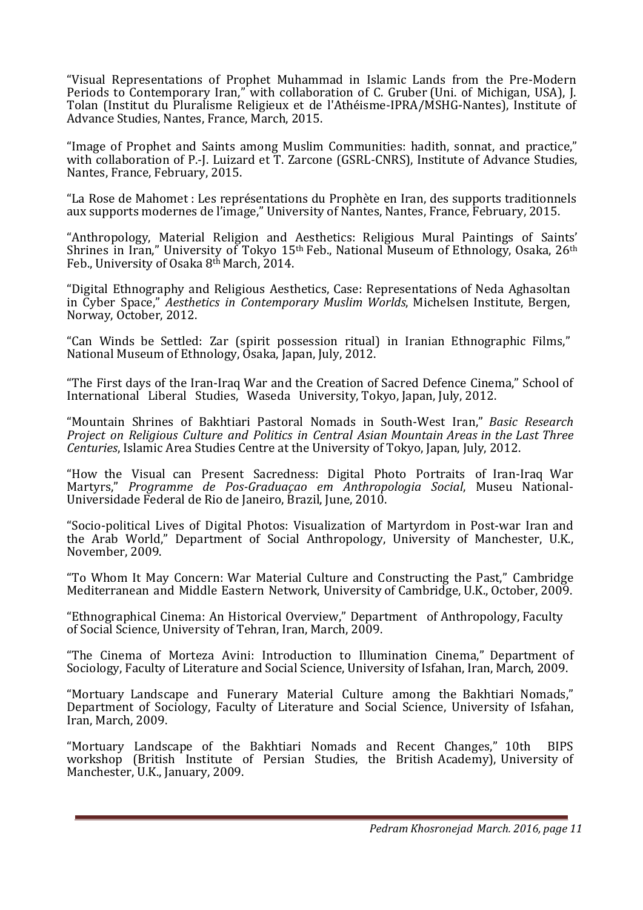"Visual Representations of Prophet Muhammad in Islamic Lands from the Pre-Modern Periods to Contemporary Iran," with collaboration of C. Gruber (Uni. of Michigan, USA), J. Tolan (Institut du Pluralisme Religieux et de l'Athéisme-IPRA/MSHG-Nantes), Institute of Advance Studies, Nantes, France, March, 2015.

"Image of Prophet and Saints among Muslim Communities: hadith, sonnat, and practice," with collaboration of P.-J. Luizard et T. Zarcone (GSRL-CNRS), Institute of Advance Studies, Nantes, France, February, 2015.

"La Rose de Mahomet : Les représentations du Prophète en Iran, des supports traditionnels aux supports modernes de l'image," University of Nantes, Nantes, France, February, 2015.

"Anthropology, Material Religion and Aesthetics: Religious Mural Paintings of Saints' Shrines in Iran," University of Tokyo 15th Feb., National Museum of Ethnology, Osaka, 26th Feb., University of Osaka 8th March, 2014.

"Digital Ethnography and Religious Aesthetics, Case: Representations of Neda Aghasoltan in Cyber Space," *Aesthetics in Contemporary Muslim Worlds*, Michelsen Institute, Bergen, Norway, October, 2012.

"Can Winds be Settled: Zar (spirit possession ritual) in Iranian Ethnographic Films," National Museum of Ethnology, Osaka, Japan, July, 2012.

"The First days of the Iran-Iraq War and the Creation of Sacred Defence Cinema," School of International Liberal Studies, Waseda University, Tokyo, Japan, July, 2012.

"Mountain Shrines of Bakhtiari Pastoral Nomads in South-West Iran," *Basic Research Project on Religious Culture and Politics in Central Asian Mountain Areas in the Last Three Centuries*, Islamic Area Studies Centre at the University of Tokyo, Japan, July, 2012.

"How the Visual can Present Sacredness: Digital Photo Portraits of Iran-Iraq War Martyrs," *Programme de Pos-Graduaçao em Anthropologia Social*, Museu National-Universidade Federal de Rio de Janeiro, Brazil, June, 2010.

"Socio-political Lives of Digital Photos: Visualization of Martyrdom in Post-war Iran and the Arab World," Department of Social Anthropology, University of Manchester, U.K., November, 2009.

"To Whom It May Concern: War Material Culture and Constructing the Past," Cambridge Mediterranean and Middle Eastern Network, University of Cambridge, U.K., October, 2009.

"Ethnographical Cinema: An Historical Overview," Department of Anthropology, Faculty of Social Science, University of Tehran, Iran, March, 2009.

"The Cinema of Morteza Avini: Introduction to Illumination Cinema," Department of Sociology, Faculty of Literature and Social Science, University of Isfahan, Iran, March, 2009.

"Mortuary Landscape and Funerary Material Culture among the Bakhtiari Nomads," Department of Sociology, Faculty of Literature and Social Science, University of Isfahan, Iran, March, 2009.

"Mortuary Landscape of the Bakhtiari Nomads and Recent Changes," 10th BIPS workshop (British Institute of Persian Studies, the British Academy), University of Manchester, U.K., January, 2009.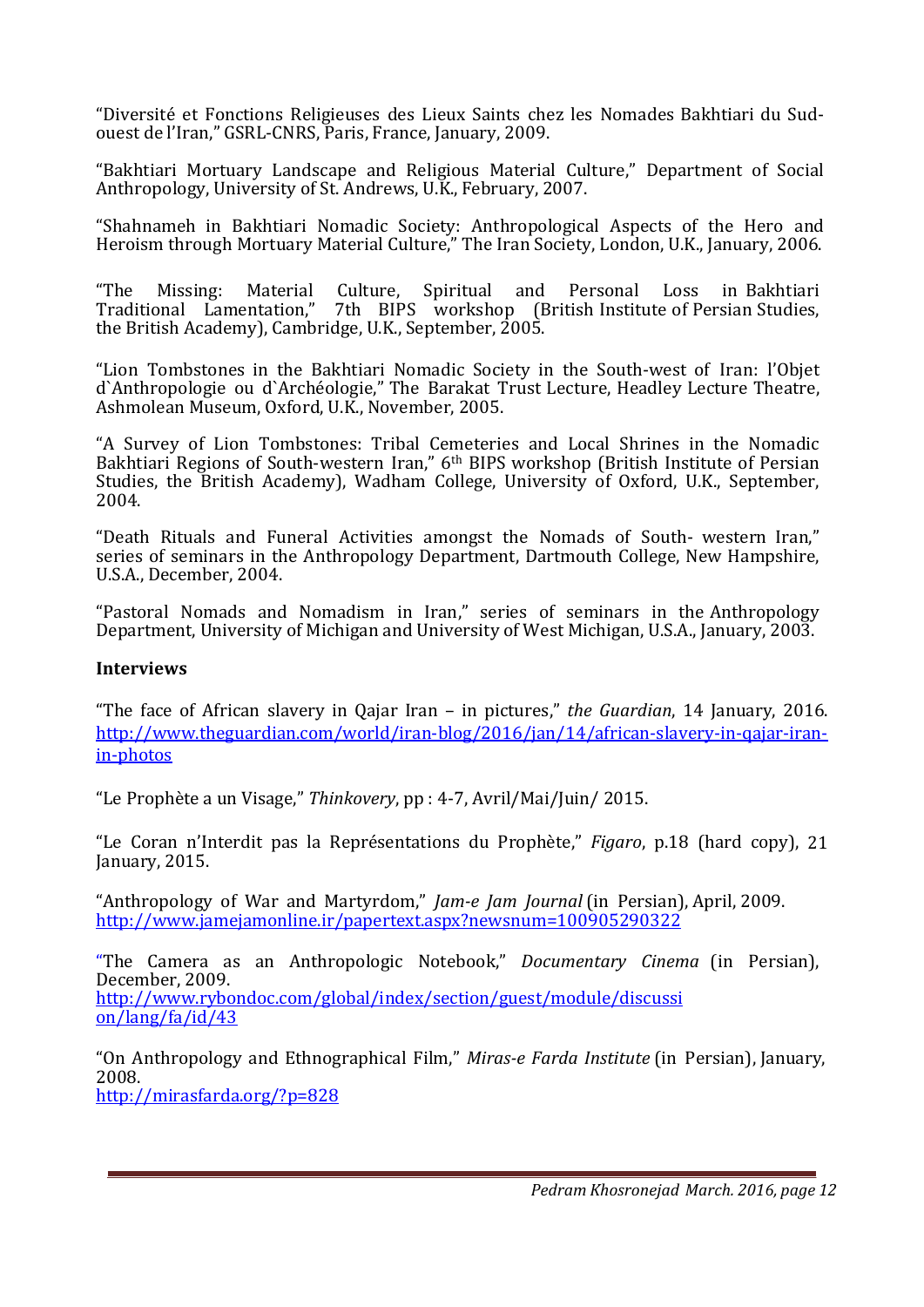"Diversité et Fonctions Religieuses des Lieux Saints chez les Nomades Bakhtiari du Sud-ouest de l'Iran," GSRL-CNRS, Paris, France, January, 2009.

"Bakhtiari Mortuary Landscape and Religious Material Culture," Department of Social Anthropology, University of St. Andrews, U.K., February, 2007.

"Shahnameh in Bakhtiari Nomadic Society: Anthropological Aspects of the Hero and Heroism through Mortuary Material Culture," The Iran Society, London, U.K., January, 2006.

"The Missing: Material Culture, Spiritual and Personal Loss in Bakhtiari Traditional Lamentation," 7th BIPS workshop (British Institute of Persian Studies, the British Academy), Cambridge, U.K., September, 2005.

"Lion Tombstones in the Bakhtiari Nomadic Society in the South-west of Iran: l'Objet d`Anthropologie ou d`Archéologie," The Barakat Trust Lecture, Headley Lecture Theatre, Ashmolean Museum, Oxford, U.K., November, 2005.

"A Survey of Lion Tombstones: Tribal Cemeteries and Local Shrines in the Nomadic Bakhtiari Regions of South-western Iran," 6th BIPS workshop (British Institute of Persian Studies, the British Academy), Wadham College, University of Oxford, U.K., September, 2004.

"Death Rituals and Funeral Activities amongst the Nomads of South- western Iran," series of seminars in the Anthropology Department, Dartmouth College, New Hampshire, U.S.A., December, 2004.

"Pastoral Nomads and Nomadism in Iran," series of seminars in the Anthropology Department, University of Michigan and University of West Michigan, U.S.A., January, 2003.

**Interviews**

"The face of African slavery in Qajar Iran – in pictures," *the Guardian*, 14 January, 2016. http://www.theguardian.com/world/iran-blog/2016/jan/14/african-slavery-in-qajar-iran-in-photos

"Le Prophète a un Visage," *Thinkovery*, pp : 4-7, Avril/Mai/Juin/ 2015.

"Le Coran n'Interdit pas la Représentations du Prophète," *Figaro*, p.18 (hard copy), 21 January, 2015.

"Anthropology of War and Martyrdom," *Jam-e Jam Journal* (in Persian), April, 2009. http://www.jamejamonline.ir/papertext.aspx?newsnum=100905290322

"The Camera as an Anthropologic Notebook," *Documentary Cinema* (in Persian), December, 2009. http://www.rybondoc.com/global/index/section/guest/module/discussion/lang/fa/id/43

"On Anthropology and Ethnographical Film," *Miras-e Farda Institute* (in Persian), January, 2008. http://mirasfarda.org/?p=828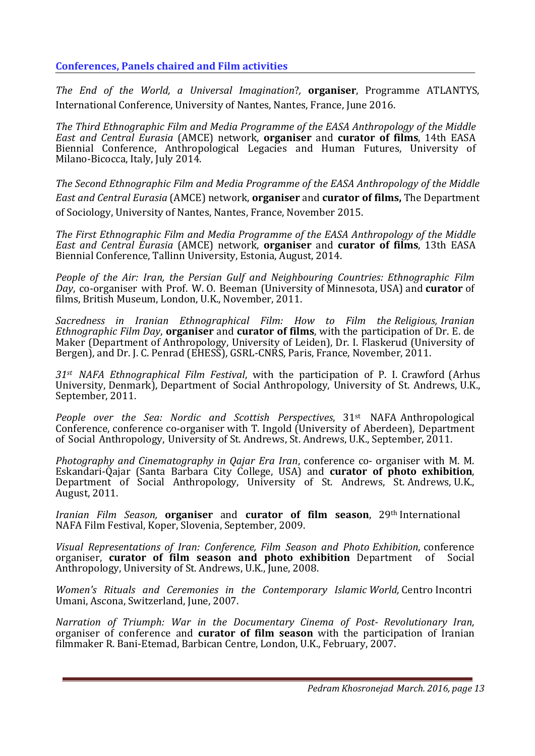## Conferences, Panels chaired and Film activities

*The End of the World, a Universal Imagination*?, **organiser**, Programme ATLANTYS, International Conference, University of Nantes, Nantes, France, June 2016.

*The Third Ethnographic Film and Media Programme of the EASA Anthropology of the Middle East and Central Eurasia* (AMCE) network, **organiser** and **curator of films**, 14th EASA Biennial Conference, Anthropological Legacies and Human Futures, University of Milano-Bicocca, Italy, July 2014.

*The Second Ethnographic Film and Media Programme of the EASA Anthropology of the Middle East and Central Eurasia* (AMCE) network, **organiser** and **curator of films,** The Department of Sociology, University of Nantes, Nantes, France, November 2015.

*The First Ethnographic Film and Media Programme of the EASA Anthropology of the Middle East and Central Eurasia* (AMCE) network, **organiser** and **curator of films**, 13th EASA Biennial Conference, Tallinn University, Estonia, August, 2014.

*People of the Air: Iran, the Persian Gulf and Neighbouring Countries: Ethnographic Film Day*, co-organiser with Prof. W. O. Beeman (University of Minnesota, USA) and **curator** of films, British Museum, London, U.K., November, 2011.

*Sacredness in Iranian Ethnographical Film: How to Film the Religious, Iranian Ethnographic Film Day*, **organiser** and **curator of films**, with the participation of Dr. E. de Maker (Department of Anthropology, University of Leiden), Dr. I. Flaskerud (University of Bergen), and Dr. J. C. Penrad (EHESS), GSRL-CNRS, Paris, France, November, 2011.

*31st NAFA Ethnographical Film Festival*, with the participation of P. I. Crawford (Arhus University, Denmark), Department of Social Anthropology, University of St. Andrews, U.K., September, 2011.

*People over the Sea: Nordic and Scottish Perspectives*, 31st NAFA Anthropological Conference, conference co-organiser with T. Ingold (University of Aberdeen), Department of Social Anthropology, University of St. Andrews, St. Andrews, U.K., September, 2011.

*Photography and Cinematography in Qajar Era Iran*, conference co- organiser with M. M. Eskandari-Qajar (Santa Barbara City College, USA) and **curator of photo exhibition**, Department of Social Anthropology, University of St. Andrews, St. Andrews, U.K., August, 2011.

*Iranian Film Season,* **organiser** and **curator of film season**, 29th International NAFA Film Festival, Koper, Slovenia, September, 2009.

*Visual Representations of Iran: Conference, Film Season and Photo Exhibition*, conference organiser, **curator of film season and photo exhibition** Department of Social Anthropology, University of St. Andrews, U.K., June, 2008.

*Women's Rituals and Ceremonies in the Contemporary Islamic World,* Centro Incontri Umani, Ascona, Switzerland, June, 2007.

*Narration of Triumph: War in the Documentary Cinema of Post- Revolutionary Iran,* organiser of conference and **curator of film season** with the participation of Iranian filmmaker R. Bani-Etemad, Barbican Centre, London, U.K., February, 2007.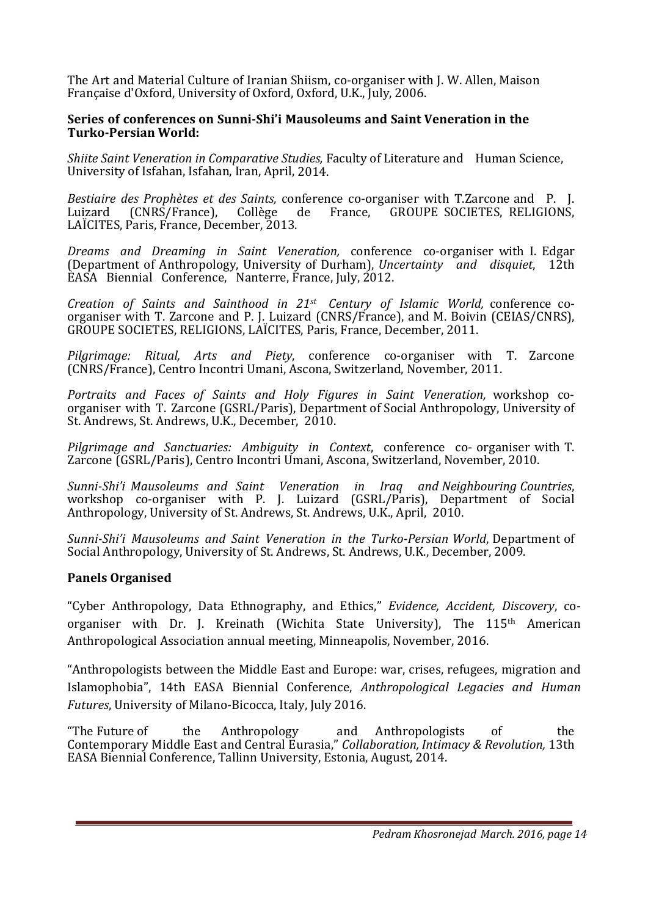The Art and Material Culture of Iranian Shiism, co-organiser with J. W. Allen, Maison Française d'Oxford, University of Oxford, Oxford, U.K., July, 2006.

**Series of conferences on Sunni-Shi'i Mausoleums and Saint Veneration in the Turko-Persian World:**

*Shiite Saint Veneration in Comparative Studies,* Faculty of Literature and Human Science, University of Isfahan, Isfahan, Iran, April, 2014.

*Bestiaire des Prophètes et des Saints,* conference co-organiser with T.Zarcone and P. J. Luizard (CNRS/France), Collège de France, GROUPE SOCIETES, RELIGIONS, LAÏCITES, Paris, France, December, 2013.

*Dreams and Dreaming in Saint Veneration,* conference co-organiser with I. Edgar (Department of Anthropology, University of Durham), *Uncertainty and disquiet*, 12th EASA Biennial Conference, Nanterre, France, July, 2012.

*Creation of Saints and Sainthood in 21st Century of Islamic World,* conference co-organiser with T. Zarcone and P. J. Luizard (CNRS/France), and M. Boivin (CEIAS/CNRS), GROUPE SOCIETES, RELIGIONS, LAÏCITES, Paris, France, December, 2011.

*Pilgrimage: Ritual, Arts and Piety*, conference co-organiser with T. Zarcone (CNRS/France), Centro Incontri Umani, Ascona, Switzerland, November, 2011.

*Portraits and Faces of Saints and Holy Figures in Saint Veneration,* workshop co-organiser with T. Zarcone (GSRL/Paris), Department of Social Anthropology, University of St. Andrews, St. Andrews, U.K., December, 2010.

*Pilgrimage and Sanctuaries: Ambiguity in Context*, conference co- organiser with T. Zarcone (GSRL/Paris), Centro Incontri Umani, Ascona, Switzerland, November, 2010.

*Sunni-Shi'i Mausoleums and Saint Veneration in Iraq and Neighbouring Countries*, workshop co-organiser with P. J. Luizard (GSRL/Paris), Department of Social Anthropology, University of St. Andrews, St. Andrews, U.K., April, 2010.

*Sunni-Shi'i Mausoleums and Saint Veneration in the Turko-Persian World*, Department of Social Anthropology, University of St. Andrews, St. Andrews, U.K., December, 2009.

## Panels Organised

"Cyber Anthropology, Data Ethnography, and Ethics," *Evidence, Accident, Discovery*, co-organiser with Dr. J. Kreinath (Wichita State University), The 115th American Anthropological Association annual meeting, Minneapolis, November, 2016.

"Anthropologists between the Middle East and Europe: war, crises, refugees, migration and Islamophobia", 14th EASA Biennial Conference, *Anthropological Legacies and Human Futures*, University of Milano-Bicocca, Italy, July 2016.

"The Future of the Anthropology and Anthropologists of the Contemporary Middle East and Central Eurasia," *Collaboration, Intimacy & Revolution,* 13th EASA Biennial Conference, Tallinn University, Estonia, August, 2014.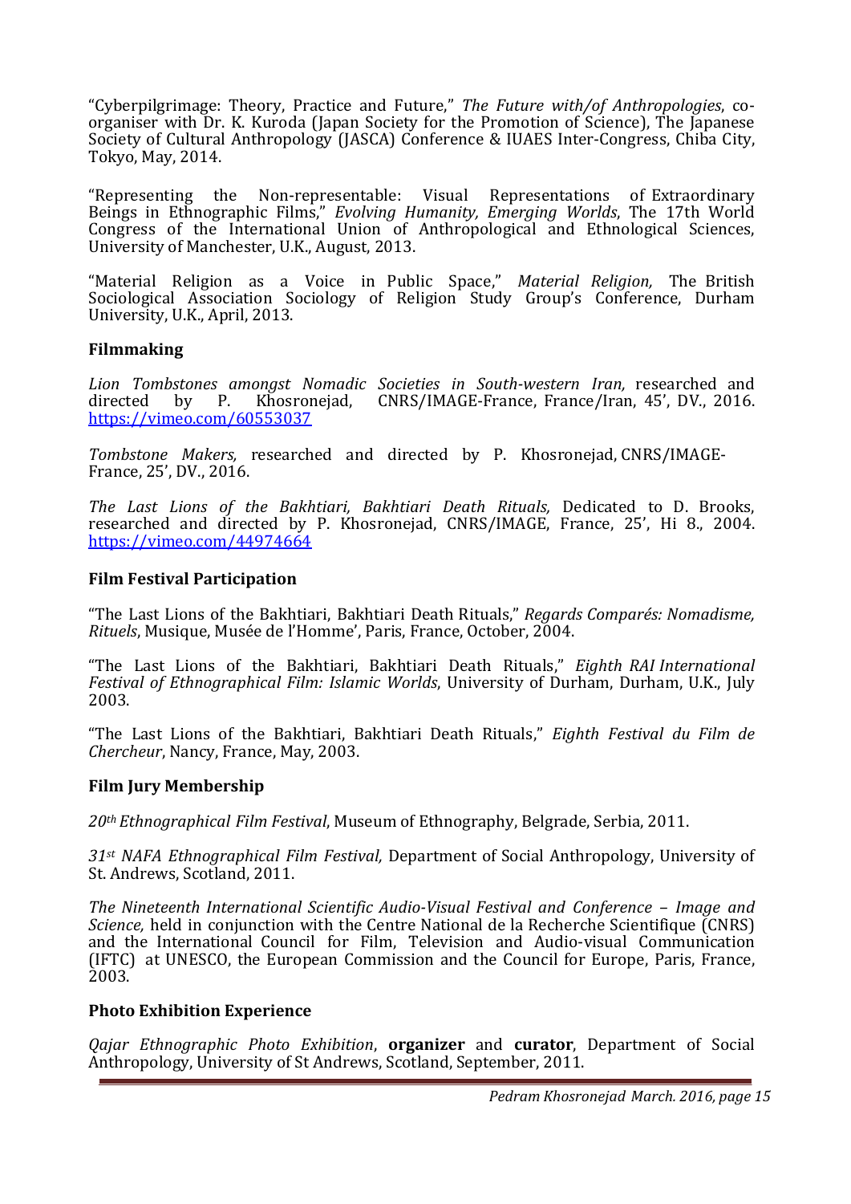"Cyberpilgrimage: Theory, Practice and Future," *The Future with/of Anthropologies*, co-organiser with Dr. K. Kuroda (Japan Society for the Promotion of Science), The Japanese Society of Cultural Anthropology (JASCA) Conference & IUAES Inter-Congress, Chiba City, Tokyo, May, 2014.

"Representing the Non-representable: Visual Representations of Extraordinary Beings in Ethnographic Films," *Evolving Humanity, Emerging Worlds*, The 17th World Congress of the International Union of Anthropological and Ethnological Sciences, University of Manchester, U.K., August, 2013.

"Material Religion as a Voice in Public Space," *Material Religion,* The British Sociological Association Sociology of Religion Study Group's Conference, Durham University, U.K., April, 2013.

### Filmmaking

*Lion Tombstones amongst Nomadic Societies in South-western Iran,* researched and directed by P. Khosronejad, CNRS/IMAGE-France, France/Iran, 45', DV., 2016. https://vimeo.com/60553037

*Tombstone Makers,* researched and directed by P. Khosronejad, CNRS/IMAGE-France, 25', DV., 2016.

*The Last Lions of the Bakhtiari, Bakhtiari Death Rituals,* Dedicated to D. Brooks, researched and directed by P. Khosronejad, CNRS/IMAGE, France, 25', Hi 8., 2004. https://vimeo.com/44974664

### Film Festival Participation

"The Last Lions of the Bakhtiari, Bakhtiari Death Rituals," *Regards Comparés: Nomadisme, Rituels*, Musique, Musée de l'Homme', Paris, France, October, 2004.

"The Last Lions of the Bakhtiari, Bakhtiari Death Rituals," *Eighth RAI International Festival of Ethnographical Film: Islamic Worlds*, University of Durham, Durham, U.K., July 2003.

"The Last Lions of the Bakhtiari, Bakhtiari Death Rituals," *Eighth Festival du Film de Chercheur*, Nancy, France, May, 2003.

### Film Jury Membership

*20th Ethnographical Film Festival*, Museum of Ethnography, Belgrade, Serbia, 2011.

*31st NAFA Ethnographical Film Festival,* Department of Social Anthropology, University of St. Andrews, Scotland, 2011.

*The Nineteenth International Scientific Audio-Visual Festival and Conference – Image and Science,* held in conjunction with the Centre National de la Recherche Scientifique (CNRS) and the International Council for Film, Television and Audio-visual Communication (IFTC) at UNESCO, the European Commission and the Council for Europe, Paris, France, 2003.

### Photo Exhibition Experience

*Qajar Ethnographic Photo Exhibition*, **organizer** and **curator**, Department of Social Anthropology, University of St Andrews, Scotland, September, 2011.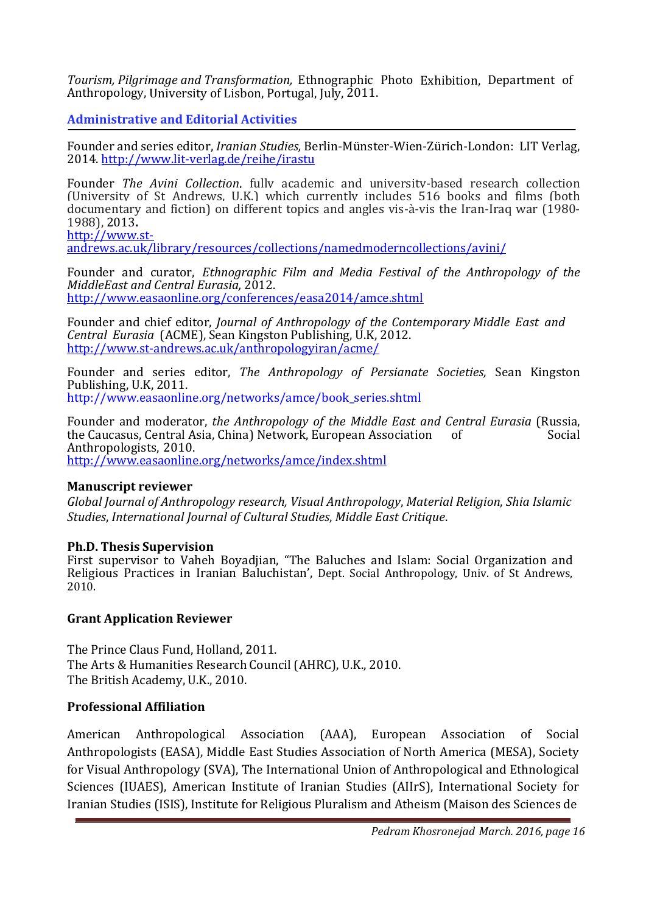*Tourism, Pilgrimage and Transformation,* Ethnographic Photo Exhibition, Department of Anthropology, University of Lisbon, Portugal, July, 2011.

## Administrative and Editorial Activities

Founder and series editor, *Iranian Studies,* Berlin-Münster-Wien-Zürich-London: LIT Verlag, 2014. http://www.lit-verlag.de/reihe/irastu

Founder *The Avini Collection*, fully academic and university-based research collection (University of St Andrews, U.K.) which currently includes 516 books and films (both documentary and fiction) on different topics and angles vis-à-vis the Iran-Iraq war (1980-1988), 2013**.**
http://www.st-andrews.ac.uk/library/resources/collections/namedmoderncollections/avini/

Founder and curator, *Ethnographic Film and Media Festival of the Anthropology of the MiddleEast and Central Eurasia,* 2012.
http://www.easaonline.org/conferences/easa2014/amce.shtml

Founder and chief editor, *Journal of Anthropology of the Contemporary Middle East and Central Eurasia* (ACME), Sean Kingston Publishing, U.K, 2012.
http://www.st-andrews.ac.uk/anthropologyiran/acme/

Founder and series editor, *The Anthropology of Persianate Societies,* Sean Kingston Publishing, U.K, 2011.
http://www.easaonline.org/networks/amce/book_series.shtml

Founder and moderator, *the Anthropology of the Middle East and Central Eurasia* (Russia, the Caucasus, Central Asia, China) Network, European Association of Social Anthropologists, 2010.
http://www.easaonline.org/networks/amce/index.shtml

**Manuscript reviewer**
*Global Journal of Anthropology research, Visual Anthropology*, *Material Religion*, *Shia Islamic Studies*, *International Journal of Cultural Studies*, *Middle East Critique*.

**Ph.D. Thesis Supervision**
First supervisor to Vaheh Boyadjian, "The Baluches and Islam: Social Organization and Religious Practices in Iranian Baluchistan', Dept. Social Anthropology, Univ. of St Andrews, 2010.

**Grant Application Reviewer**

The Prince Claus Fund, Holland, 2011.
The Arts & Humanities Research Council (AHRC), U.K., 2010.
The British Academy, U.K., 2010.

**Professional Affiliation**

American Anthropological Association (AAA), European Association of Social Anthropologists (EASA), Middle East Studies Association of North America (MESA), Society for Visual Anthropology (SVA), The International Union of Anthropological and Ethnological Sciences (IUAES), American Institute of Iranian Studies (AIIrS), International Society for Iranian Studies (ISIS), Institute for Religious Pluralism and Atheism (Maison des Sciences de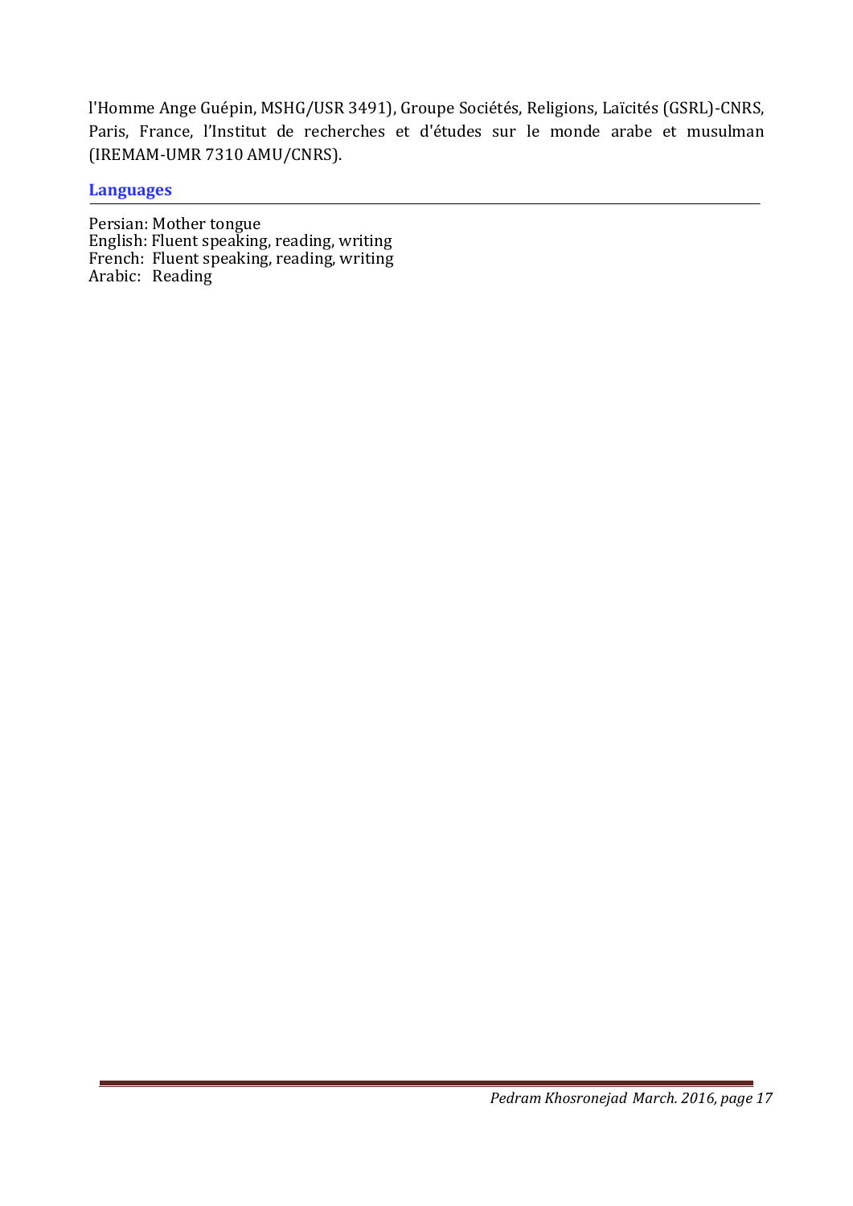l'Homme Ange Guépin, MSHG/USR 3491), Groupe Sociétés, Religions, Laïcités (GSRL)-CNRS, Paris, France, l'Institut de recherches et d'études sur le monde arabe et musulman (IREMAM-UMR 7310 AMU/CNRS).

## Languages

Persian: Mother tongue
English: Fluent speaking, reading, writing
French: Fluent speaking, reading, writing
Arabic: Reading